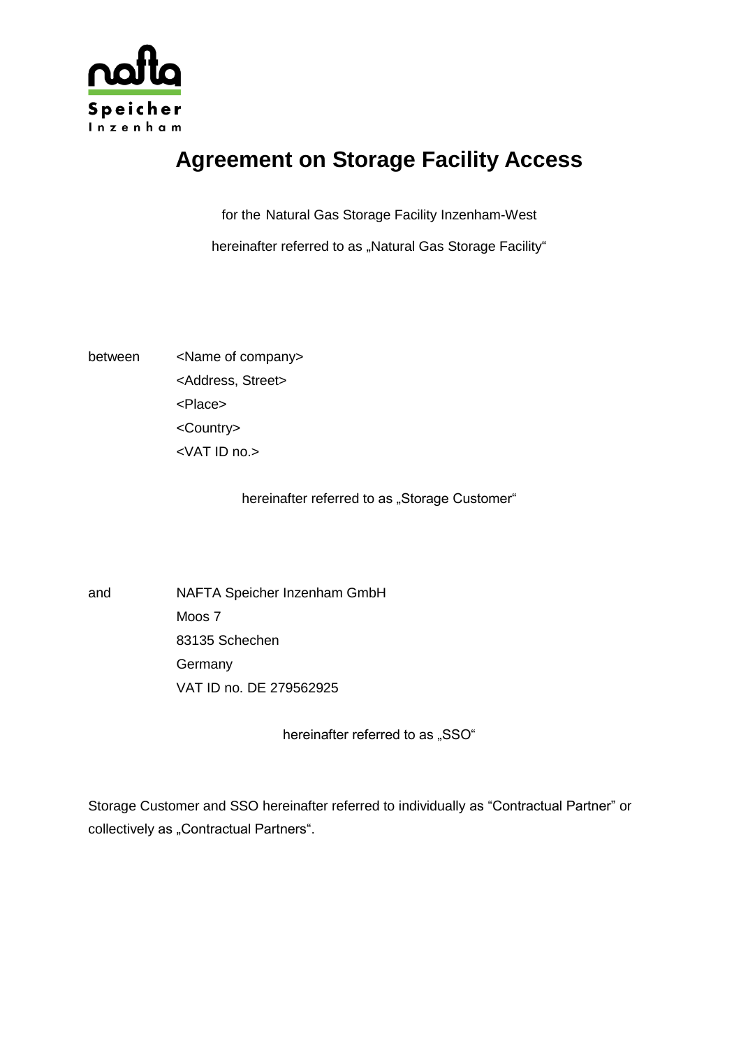# Agreement on Storage Facility Access

for the Natural Gas Storage Facility Inzenham-West

hereinafter referred to as „Natural Gas Storage Facility“

between <Name of company>
<Address, Street>
<Place>
<Country>
<VAT ID no.>

hereinafter referred to as „Storage Customer“

and NAFTA Speicher Inzenham GmbH
Moos 7
83135 Schechen
Germany
VAT ID no. DE 279562925

hereinafter referred to as „SSO“

Storage Customer and SSO hereinafter referred to individually as “Contractual Partner” or collectively as „Contractual Partners“.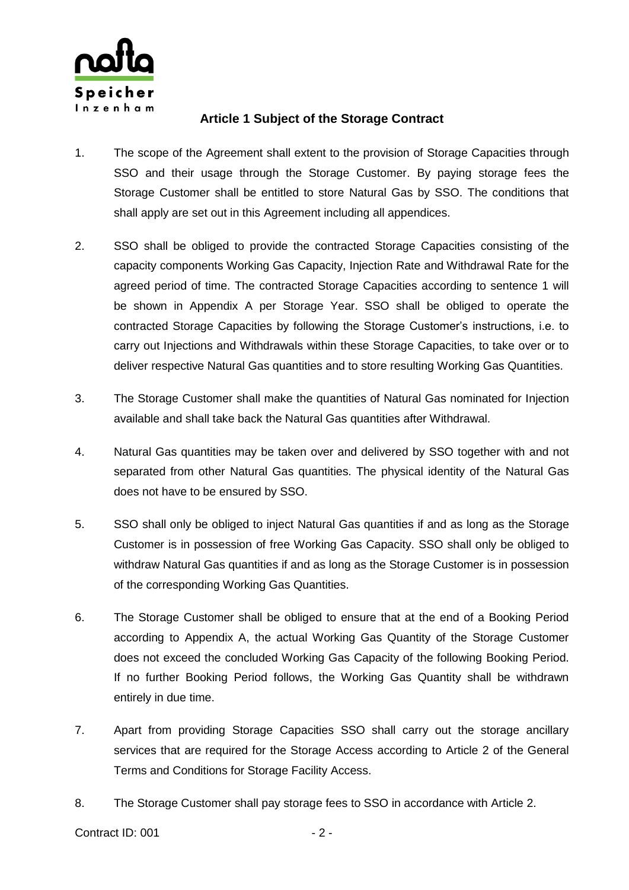## Article 1 Subject of the Storage Contract

1. The scope of the Agreement shall extent to the provision of Storage Capacities through SSO and their usage through the Storage Customer. By paying storage fees the Storage Customer shall be entitled to store Natural Gas by SSO. The conditions that shall apply are set out in this Agreement including all appendices.

2. SSO shall be obliged to provide the contracted Storage Capacities consisting of the capacity components Working Gas Capacity, Injection Rate and Withdrawal Rate for the agreed period of time. The contracted Storage Capacities according to sentence 1 will be shown in Appendix A per Storage Year. SSO shall be obliged to operate the contracted Storage Capacities by following the Storage Customer's instructions, i.e. to carry out Injections and Withdrawals within these Storage Capacities, to take over or to deliver respective Natural Gas quantities and to store resulting Working Gas Quantities.

3. The Storage Customer shall make the quantities of Natural Gas nominated for Injection available and shall take back the Natural Gas quantities after Withdrawal.

4. Natural Gas quantities may be taken over and delivered by SSO together with and not separated from other Natural Gas quantities. The physical identity of the Natural Gas does not have to be ensured by SSO.

5. SSO shall only be obliged to inject Natural Gas quantities if and as long as the Storage Customer is in possession of free Working Gas Capacity. SSO shall only be obliged to withdraw Natural Gas quantities if and as long as the Storage Customer is in possession of the corresponding Working Gas Quantities.

6. The Storage Customer shall be obliged to ensure that at the end of a Booking Period according to Appendix A, the actual Working Gas Quantity of the Storage Customer does not exceed the concluded Working Gas Capacity of the following Booking Period. If no further Booking Period follows, the Working Gas Quantity shall be withdrawn entirely in due time.

7. Apart from providing Storage Capacities SSO shall carry out the storage ancillary services that are required for the Storage Access according to Article 2 of the General Terms and Conditions for Storage Facility Access.

8. The Storage Customer shall pay storage fees to SSO in accordance with Article 2.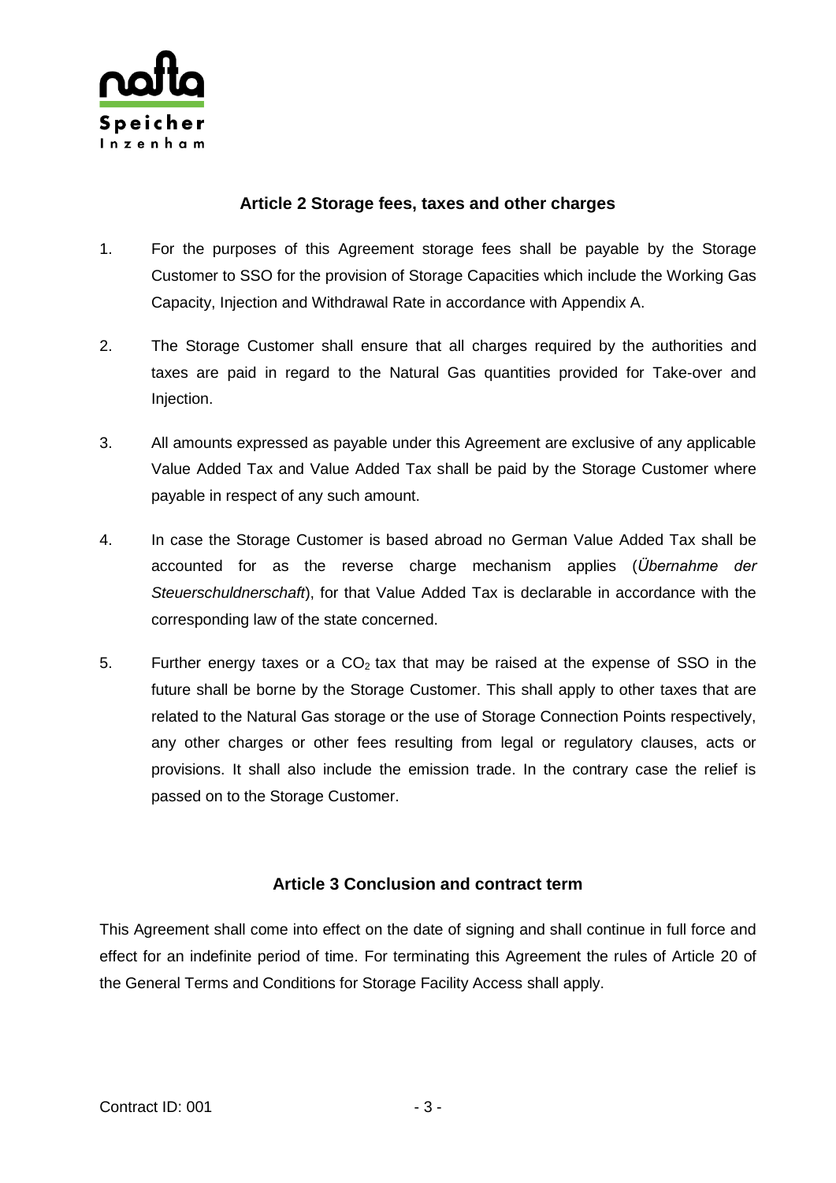## Article 2 Storage fees, taxes and other charges

1. For the purposes of this Agreement storage fees shall be payable by the Storage Customer to SSO for the provision of Storage Capacities which include the Working Gas Capacity, Injection and Withdrawal Rate in accordance with Appendix A.

2. The Storage Customer shall ensure that all charges required by the authorities and taxes are paid in regard to the Natural Gas quantities provided for Take-over and Injection.

3. All amounts expressed as payable under this Agreement are exclusive of any applicable Value Added Tax and Value Added Tax shall be paid by the Storage Customer where payable in respect of any such amount.

4. In case the Storage Customer is based abroad no German Value Added Tax shall be accounted for as the reverse charge mechanism applies (*Übernahme der Steuerschuldnerschaft*), for that Value Added Tax is declarable in accordance with the corresponding law of the state concerned.

5. Further energy taxes or a $CO_2$ tax that may be raised at the expense of SSO in the future shall be borne by the Storage Customer. This shall apply to other taxes that are related to the Natural Gas storage or the use of Storage Connection Points respectively, any other charges or other fees resulting from legal or regulatory clauses, acts or provisions. It shall also include the emission trade. In the contrary case the relief is passed on to the Storage Customer.

## Article 3 Conclusion and contract term

This Agreement shall come into effect on the date of signing and shall continue in full force and effect for an indefinite period of time. For terminating this Agreement the rules of Article 20 of the General Terms and Conditions for Storage Facility Access shall apply.

Contract ID: 001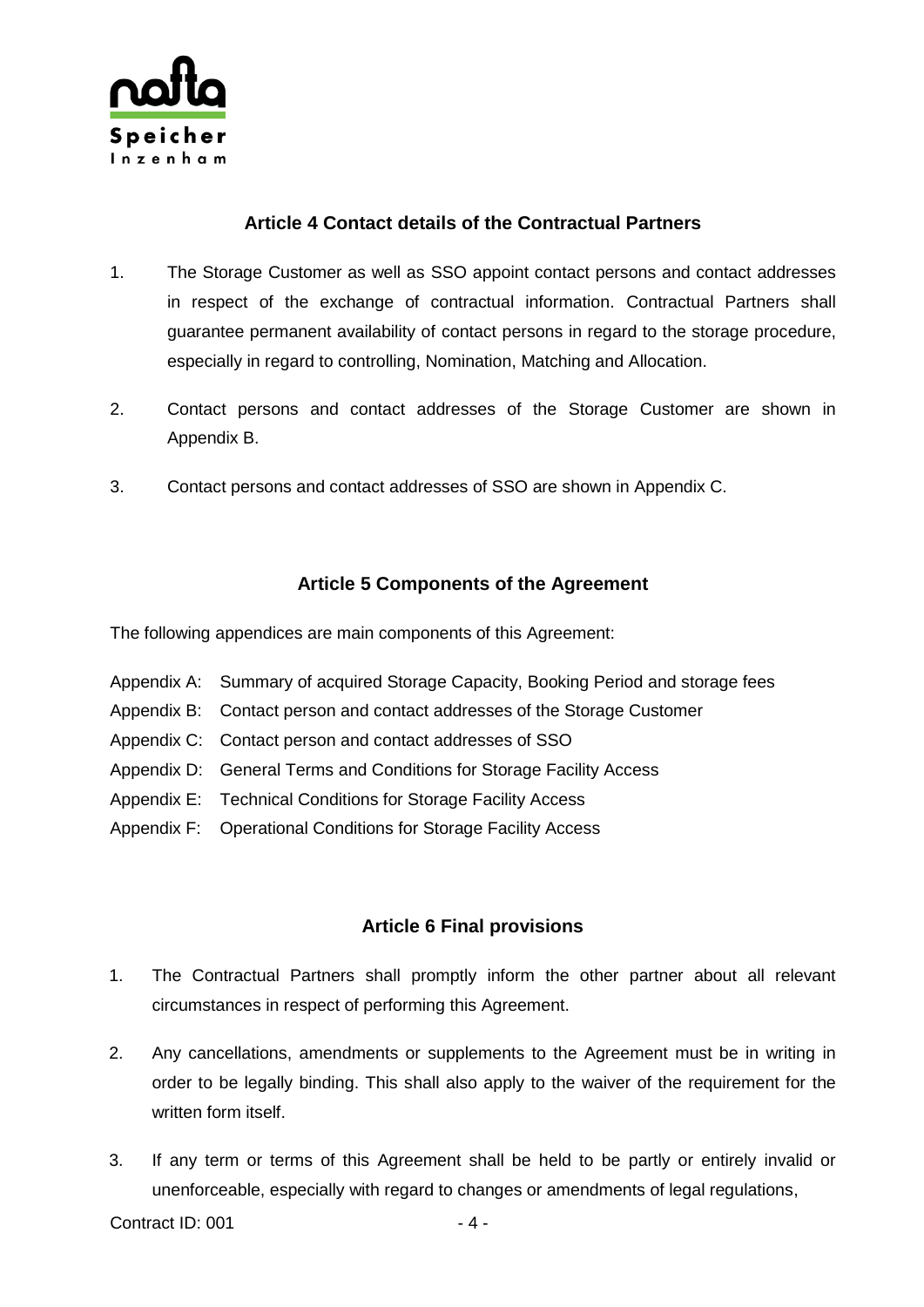## Article 4 Contact details of the Contractual Partners

1. The Storage Customer as well as SSO appoint contact persons and contact addresses in respect of the exchange of contractual information. Contractual Partners shall guarantee permanent availability of contact persons in regard to the storage procedure, especially in regard to controlling, Nomination, Matching and Allocation.

2. Contact persons and contact addresses of the Storage Customer are shown in Appendix B.

3. Contact persons and contact addresses of SSO are shown in Appendix C.

## Article 5 Components of the Agreement

The following appendices are main components of this Agreement:

Appendix A: Summary of acquired Storage Capacity, Booking Period and storage fees
Appendix B: Contact person and contact addresses of the Storage Customer
Appendix C: Contact person and contact addresses of SSO
Appendix D: General Terms and Conditions for Storage Facility Access
Appendix E: Technical Conditions for Storage Facility Access
Appendix F: Operational Conditions for Storage Facility Access

## Article 6 Final provisions

1. The Contractual Partners shall promptly inform the other partner about all relevant circumstances in respect of performing this Agreement.

2. Any cancellations, amendments or supplements to the Agreement must be in writing in order to be legally binding. This shall also apply to the waiver of the requirement for the written form itself.

3. If any term or terms of this Agreement shall be held to be partly or entirely invalid or unenforceable, especially with regard to changes or amendments of legal regulations,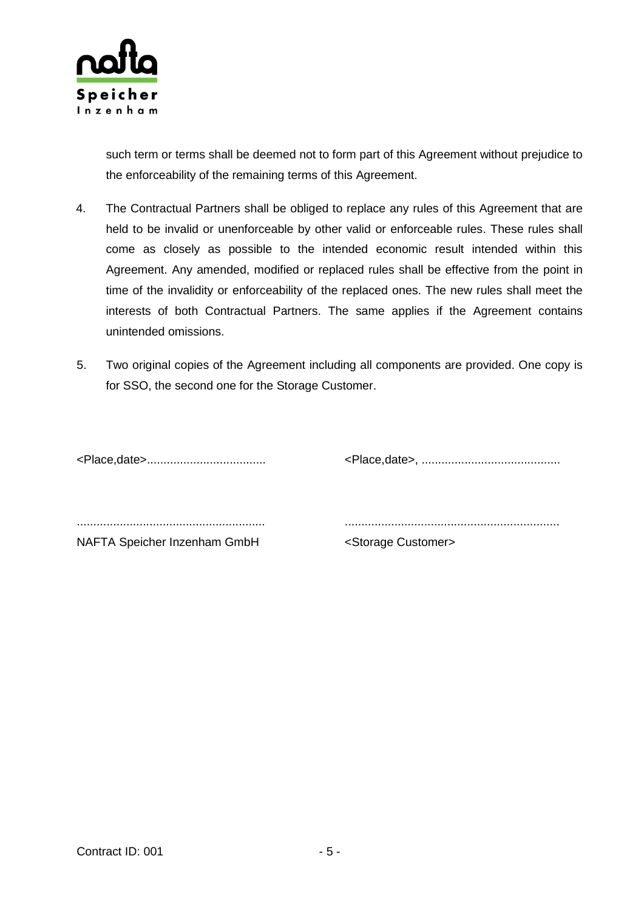such term or terms shall be deemed not to form part of this Agreement without prejudice to the enforceability of the remaining terms of this Agreement.

4. The Contractual Partners shall be obliged to replace any rules of this Agreement that are held to be invalid or unenforceable by other valid or enforceable rules. These rules shall come as closely as possible to the intended economic result intended within this Agreement. Any amended, modified or replaced rules shall be effective from the point in time of the invalidity or enforceability of the replaced ones. The new rules shall meet the interests of both Contractual Partners. The same applies if the Agreement contains unintended omissions.

5. Two original copies of the Agreement including all components are provided. One copy is for SSO, the second one for the Storage Customer.

| | |
|---|---|
| <Place,date>.................................... | <Place,date>, .......................................... |
| ......................................................... | ................................................................. |
| NAFTA Speicher Inzenham GmbH | <Storage Customer> |

Contract ID: 001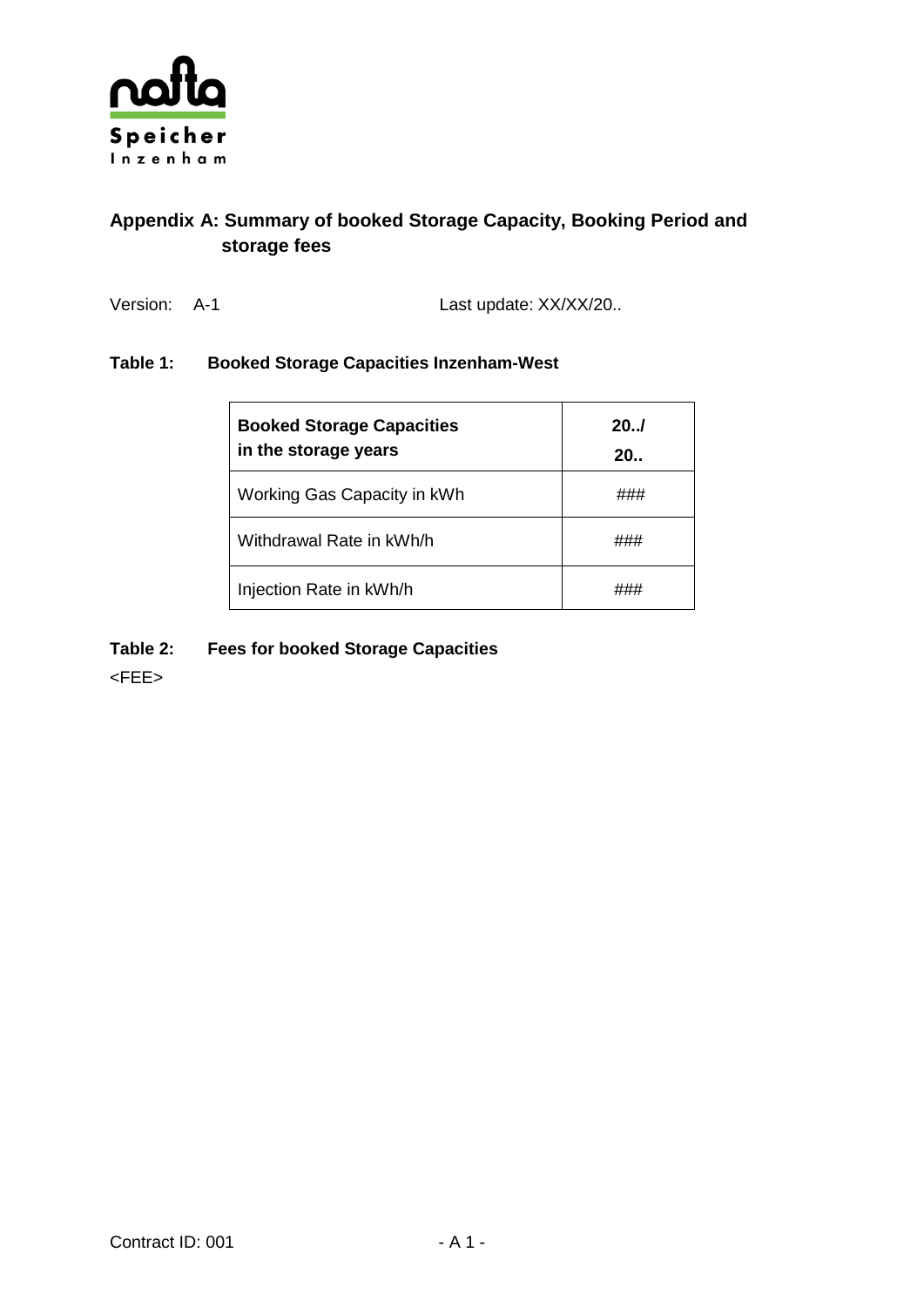nafta Speicher Inzenham

## Appendix A: Summary of booked Storage Capacity, Booking Period and storage fees

Version: A-1 Last update: XX/XX/20..

**Table 1: Booked Storage Capacities Inzenham-West**

| **Booked Storage Capacities in the storage years** | **20../ 20..** |
|---|---|
| Working Gas Capacity in kWh | ### |
| Withdrawal Rate in kWh/h | ### |
| Injection Rate in kWh/h | ### |

**Table 2: Fees for booked Storage Capacities**

<FEE>

Contract ID: 001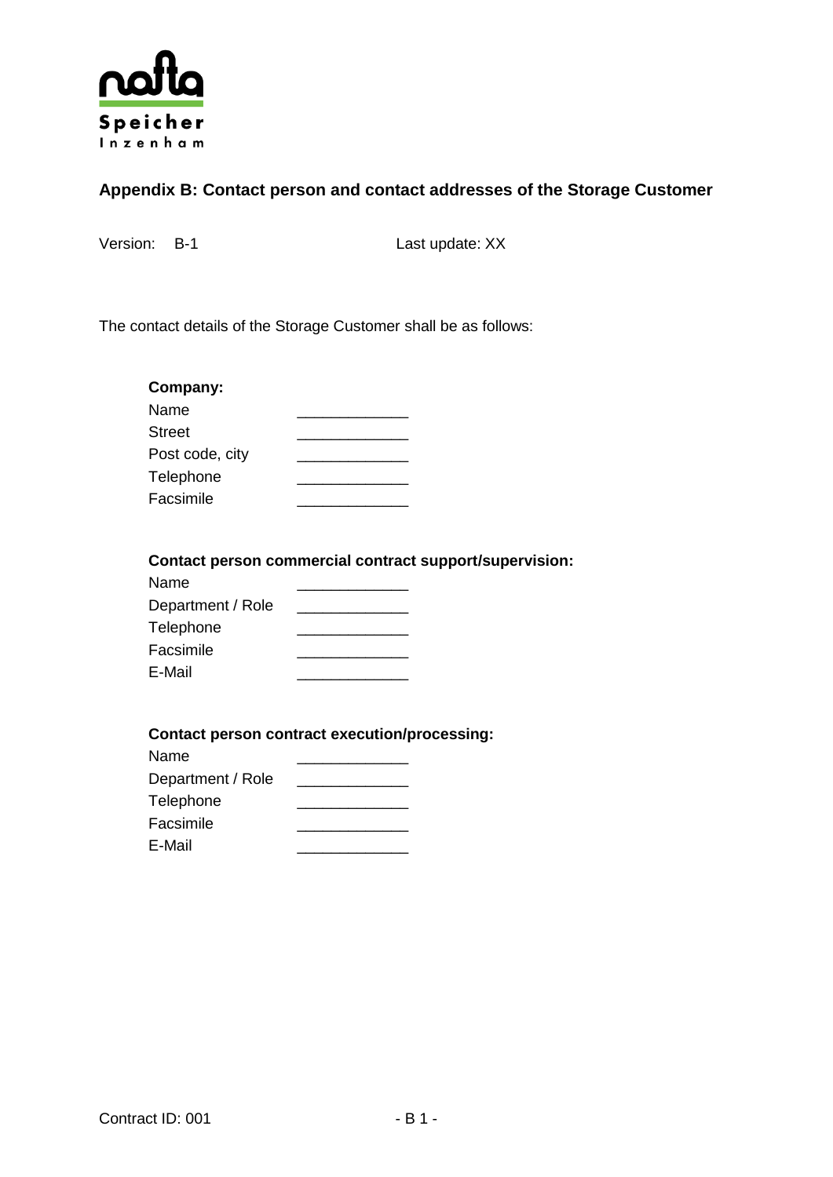## Appendix B: Contact person and contact addresses of the Storage Customer

Version: B-1 Last update: XX

The contact details of the Storage Customer shall be as follows:

**Company:**

| | |
|---|---|
| Name | _____________ |
| Street | _____________ |
| Post code, city | _____________ |
| Telephone | _____________ |
| Facsimile | _____________ |

**Contact person commercial contract support/supervision:**

| | |
|---|---|
| Name | _____________ |
| Department / Role | _____________ |
| Telephone | _____________ |
| Facsimile | _____________ |
| E-Mail | _____________ |

**Contact person contract execution/processing:**

| | |
|---|---|
| Name | _____________ |
| Department / Role | _____________ |
| Telephone | _____________ |
| Facsimile | _____________ |
| E-Mail | _____________ |

Contract ID: 001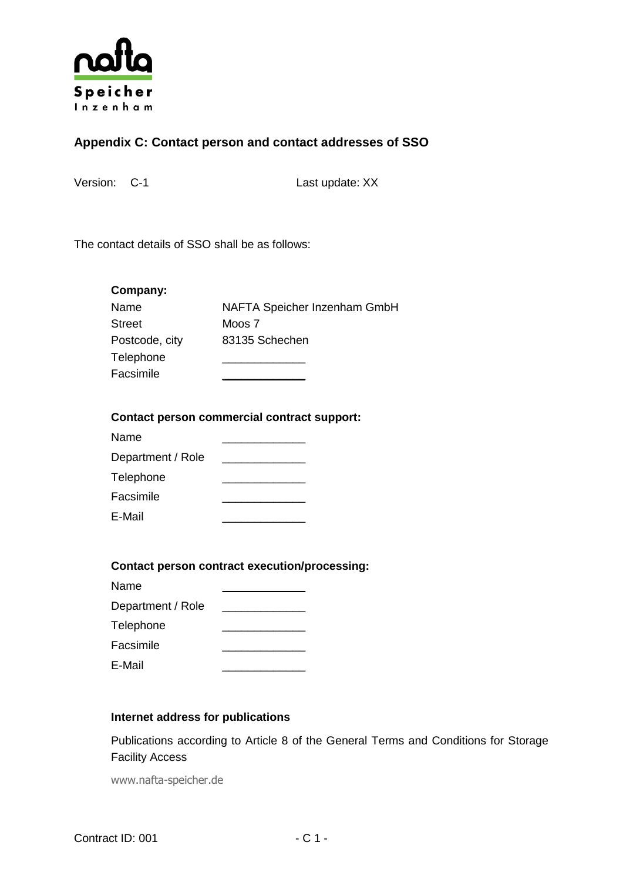## Appendix C: Contact person and contact addresses of SSO

Version: C-1 Last update: XX

The contact details of SSO shall be as follows:

**Company:**

| | |
|---|---|
| Name | NAFTA Speicher Inzenham GmbH |
| Street | Moos 7 |
| Postcode, city | 83135 Schechen |
| Telephone | _____________ |
| Facsimile | _____________ |

**Contact person commercial contract support:**

| | |
|---|---|
| Name | _____________ |
| Department / Role | _____________ |
| Telephone | _____________ |
| Facsimile | _____________ |
| E-Mail | _____________ |

**Contact person contract execution/processing:**

| | |
|---|---|
| Name | _____________ |
| Department / Role | _____________ |
| Telephone | _____________ |
| Facsimile | _____________ |
| E-Mail | _____________ |

**Internet address for publications**

Publications according to Article 8 of the General Terms and Conditions for Storage Facility Access

www.nafta-speicher.de

Contract ID: 001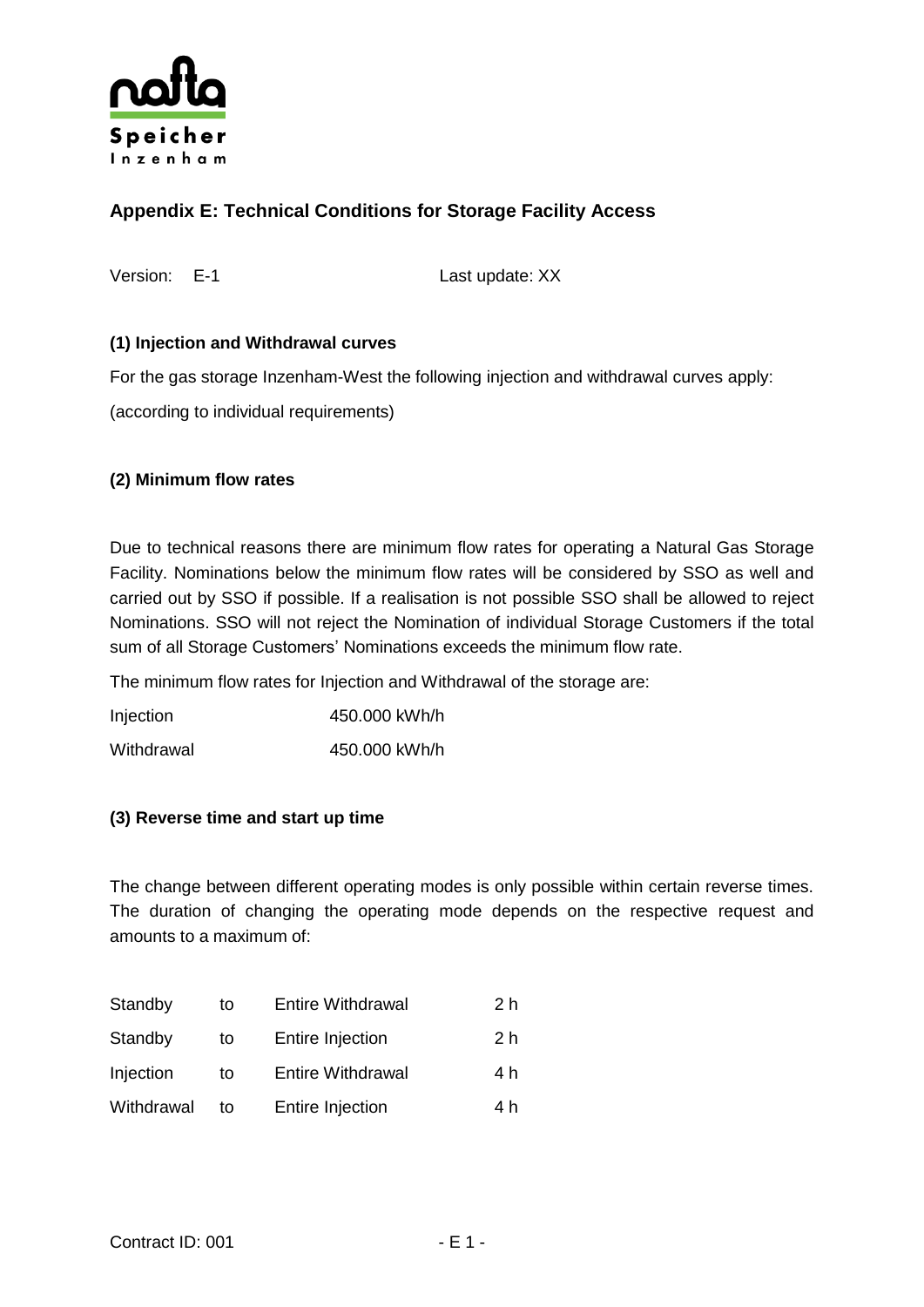## Appendix E: Technical Conditions for Storage Facility Access

Version: E-1 Last update: XX

### (1) Injection and Withdrawal curves

For the gas storage Inzenham-West the following injection and withdrawal curves apply:

(according to individual requirements)

### (2) Minimum flow rates

Due to technical reasons there are minimum flow rates for operating a Natural Gas Storage Facility. Nominations below the minimum flow rates will be considered by SSO as well and carried out by SSO if possible. If a realisation is not possible SSO shall be allowed to reject Nominations. SSO will not reject the Nomination of individual Storage Customers if the total sum of all Storage Customers' Nominations exceeds the minimum flow rate.

The minimum flow rates for Injection and Withdrawal of the storage are:

| | |
|---|---|
| Injection | 450.000 kWh/h |
| Withdrawal | 450.000 kWh/h |

### (3) Reverse time and start up time

The change between different operating modes is only possible within certain reverse times. The duration of changing the operating mode depends on the respective request and amounts to a maximum of:

| | | | |
|---|---|---|---|
| Standby | to | Entire Withdrawal | 2 h |
| Standby | to | Entire Injection | 2 h |
| Injection | to | Entire Withdrawal | 4 h |
| Withdrawal | to | Entire Injection | 4 h |

Contract ID: 001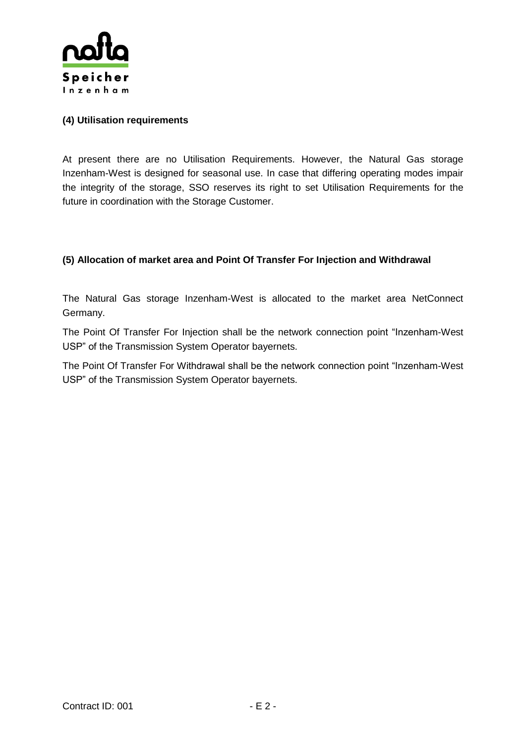**(4) Utilisation requirements**

At present there are no Utilisation Requirements. However, the Natural Gas storage Inzenham-West is designed for seasonal use. In case that differing operating modes impair the integrity of the storage, SSO reserves its right to set Utilisation Requirements for the future in coordination with the Storage Customer.

**(5) Allocation of market area and Point Of Transfer For Injection and Withdrawal**

The Natural Gas storage Inzenham-West is allocated to the market area NetConnect Germany.

The Point Of Transfer For Injection shall be the network connection point "Inzenham-West USP" of the Transmission System Operator bayernets.

The Point Of Transfer For Withdrawal shall be the network connection point "Inzenham-West USP" of the Transmission System Operator bayernets.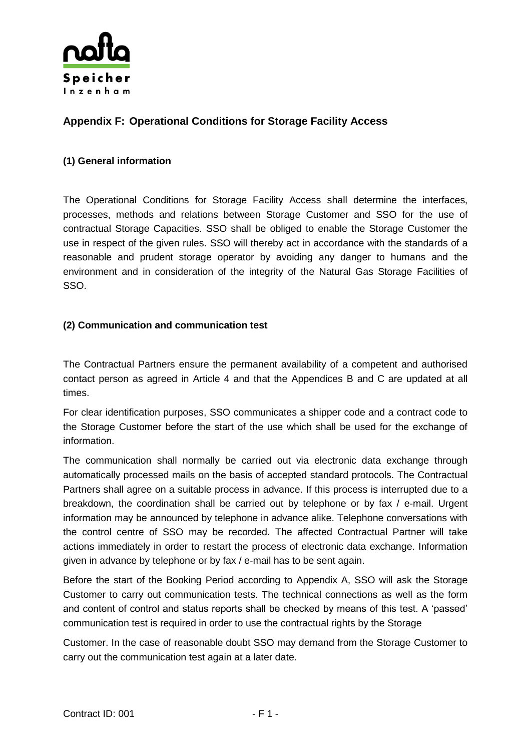## Appendix F: Operational Conditions for Storage Facility Access

### (1) General information

The Operational Conditions for Storage Facility Access shall determine the interfaces, processes, methods and relations between Storage Customer and SSO for the use of contractual Storage Capacities. SSO shall be obliged to enable the Storage Customer the use in respect of the given rules. SSO will thereby act in accordance with the standards of a reasonable and prudent storage operator by avoiding any danger to humans and the environment and in consideration of the integrity of the Natural Gas Storage Facilities of SSO.

### (2) Communication and communication test

The Contractual Partners ensure the permanent availability of a competent and authorised contact person as agreed in Article 4 and that the Appendices B and C are updated at all times.

For clear identification purposes, SSO communicates a shipper code and a contract code to the Storage Customer before the start of the use which shall be used for the exchange of information.

The communication shall normally be carried out via electronic data exchange through automatically processed mails on the basis of accepted standard protocols. The Contractual Partners shall agree on a suitable process in advance. If this process is interrupted due to a breakdown, the coordination shall be carried out by telephone or by fax / e-mail. Urgent information may be announced by telephone in advance alike. Telephone conversations with the control centre of SSO may be recorded. The affected Contractual Partner will take actions immediately in order to restart the process of electronic data exchange. Information given in advance by telephone or by fax / e-mail has to be sent again.

Before the start of the Booking Period according to Appendix A, SSO will ask the Storage Customer to carry out communication tests. The technical connections as well as the form and content of control and status reports shall be checked by means of this test. A 'passed' communication test is required in order to use the contractual rights by the Storage Customer. In the case of reasonable doubt SSO may demand from the Storage Customer to carry out the communication test again at a later date.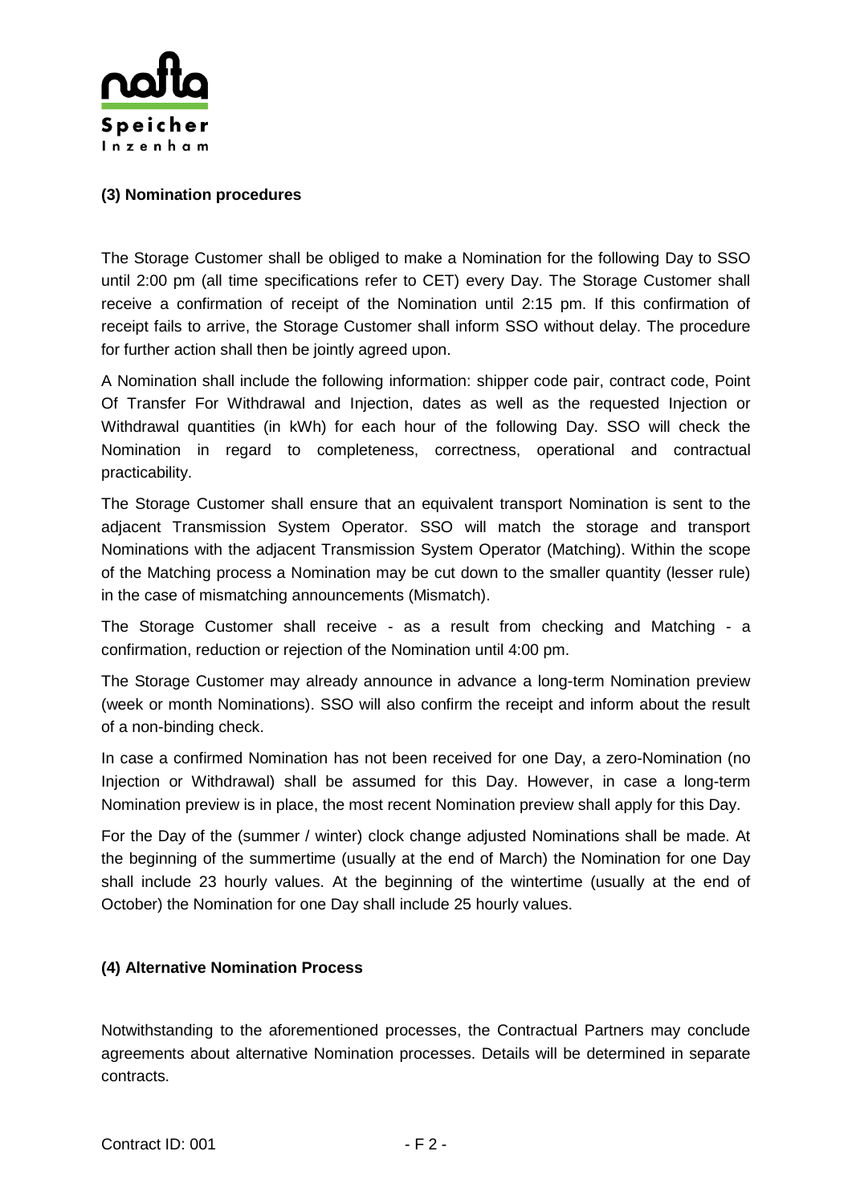**(3) Nomination procedures**

The Storage Customer shall be obliged to make a Nomination for the following Day to SSO until 2:00 pm (all time specifications refer to CET) every Day. The Storage Customer shall receive a confirmation of receipt of the Nomination until 2:15 pm. If this confirmation of receipt fails to arrive, the Storage Customer shall inform SSO without delay. The procedure for further action shall then be jointly agreed upon.

A Nomination shall include the following information: shipper code pair, contract code, Point Of Transfer For Withdrawal and Injection, dates as well as the requested Injection or Withdrawal quantities (in kWh) for each hour of the following Day. SSO will check the Nomination in regard to completeness, correctness, operational and contractual practicability.

The Storage Customer shall ensure that an equivalent transport Nomination is sent to the adjacent Transmission System Operator. SSO will match the storage and transport Nominations with the adjacent Transmission System Operator (Matching). Within the scope of the Matching process a Nomination may be cut down to the smaller quantity (lesser rule) in the case of mismatching announcements (Mismatch).

The Storage Customer shall receive - as a result from checking and Matching - a confirmation, reduction or rejection of the Nomination until 4:00 pm.

The Storage Customer may already announce in advance a long-term Nomination preview (week or month Nominations). SSO will also confirm the receipt and inform about the result of a non-binding check.

In case a confirmed Nomination has not been received for one Day, a zero-Nomination (no Injection or Withdrawal) shall be assumed for this Day. However, in case a long-term Nomination preview is in place, the most recent Nomination preview shall apply for this Day.

For the Day of the (summer / winter) clock change adjusted Nominations shall be made. At the beginning of the summertime (usually at the end of March) the Nomination for one Day shall include 23 hourly values. At the beginning of the wintertime (usually at the end of October) the Nomination for one Day shall include 25 hourly values.

**(4) Alternative Nomination Process**

Notwithstanding to the aforementioned processes, the Contractual Partners may conclude agreements about alternative Nomination processes. Details will be determined in separate contracts.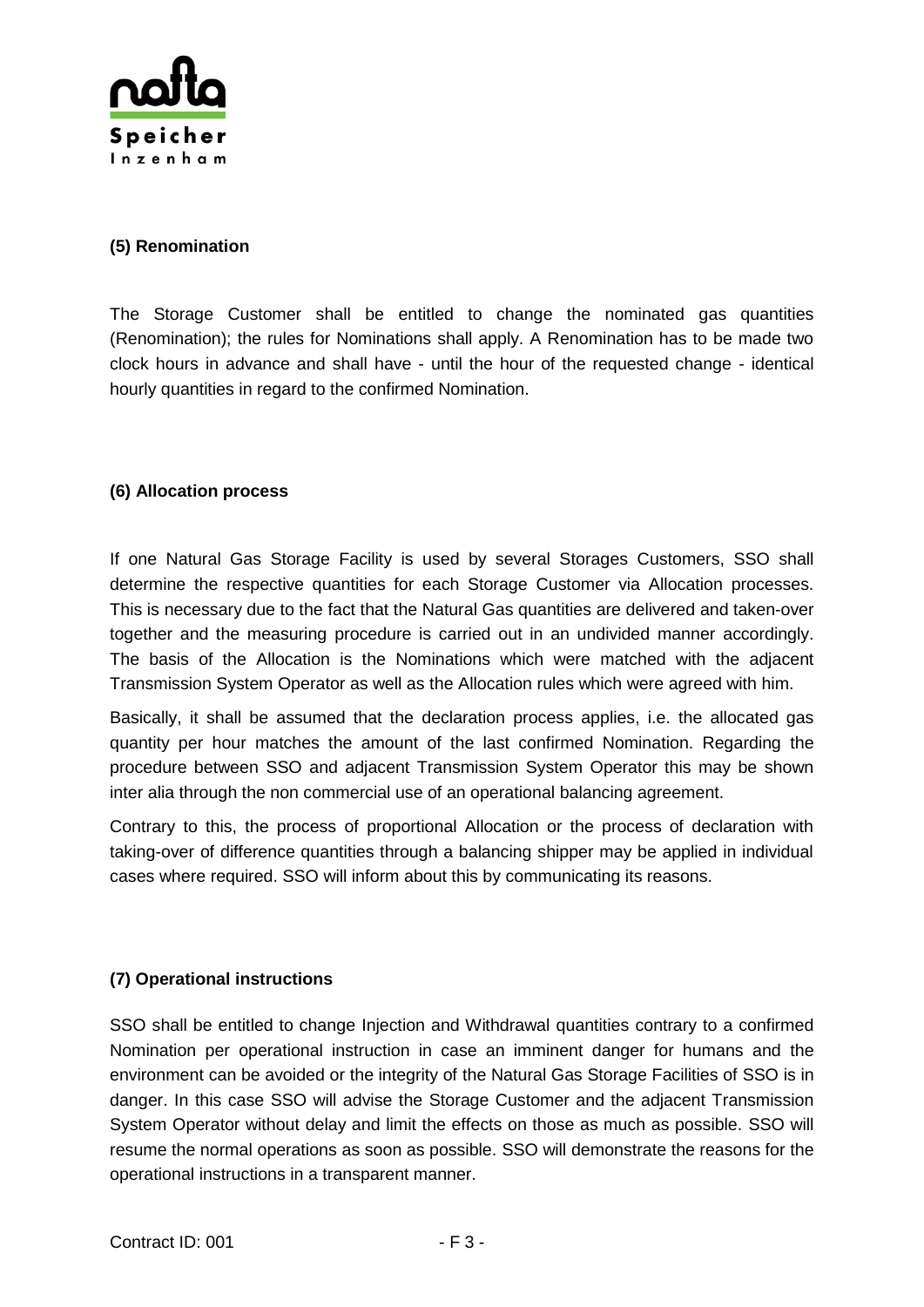**(5) Renomination**

The Storage Customer shall be entitled to change the nominated gas quantities (Renomination); the rules for Nominations shall apply. A Renomination has to be made two clock hours in advance and shall have - until the hour of the requested change - identical hourly quantities in regard to the confirmed Nomination.

**(6) Allocation process**

If one Natural Gas Storage Facility is used by several Storages Customers, SSO shall determine the respective quantities for each Storage Customer via Allocation processes. This is necessary due to the fact that the Natural Gas quantities are delivered and taken-over together and the measuring procedure is carried out in an undivided manner accordingly. The basis of the Allocation is the Nominations which were matched with the adjacent Transmission System Operator as well as the Allocation rules which were agreed with him.

Basically, it shall be assumed that the declaration process applies, i.e. the allocated gas quantity per hour matches the amount of the last confirmed Nomination. Regarding the procedure between SSO and adjacent Transmission System Operator this may be shown inter alia through the non commercial use of an operational balancing agreement.

Contrary to this, the process of proportional Allocation or the process of declaration with taking-over of difference quantities through a balancing shipper may be applied in individual cases where required. SSO will inform about this by communicating its reasons.

**(7) Operational instructions**

SSO shall be entitled to change Injection and Withdrawal quantities contrary to a confirmed Nomination per operational instruction in case an imminent danger for humans and the environment can be avoided or the integrity of the Natural Gas Storage Facilities of SSO is in danger. In this case SSO will advise the Storage Customer and the adjacent Transmission System Operator without delay and limit the effects on those as much as possible. SSO will resume the normal operations as soon as possible. SSO will demonstrate the reasons for the operational instructions in a transparent manner.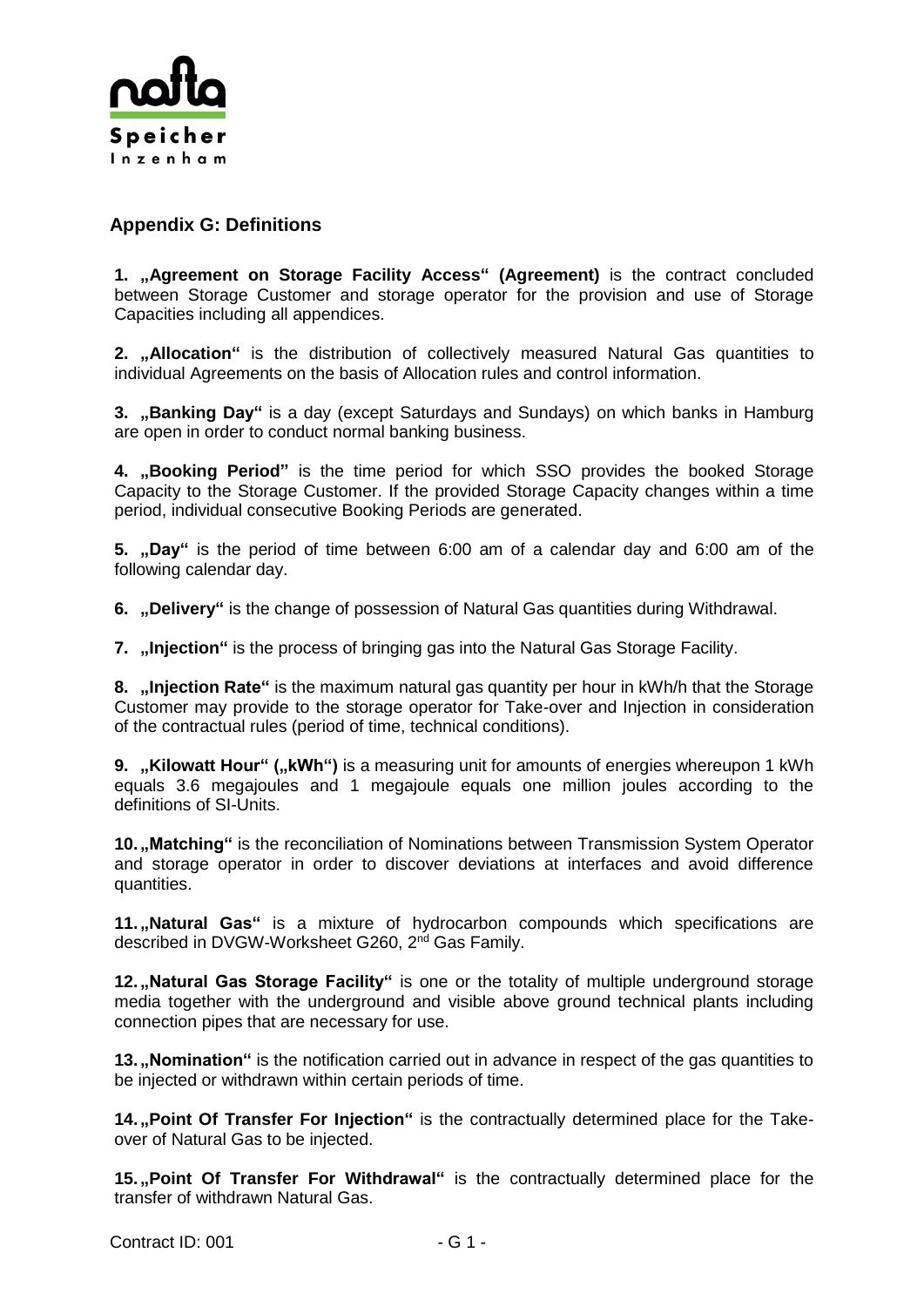## Appendix G: Definitions

**1. „Agreement on Storage Facility Access" (Agreement)** is the contract concluded between Storage Customer and storage operator for the provision and use of Storage Capacities including all appendices.

**2. „Allocation"** is the distribution of collectively measured Natural Gas quantities to individual Agreements on the basis of Allocation rules and control information.

**3. „Banking Day"** is a day (except Saturdays and Sundays) on which banks in Hamburg are open in order to conduct normal banking business.

**4. „Booking Period"** is the time period for which SSO provides the booked Storage Capacity to the Storage Customer. If the provided Storage Capacity changes within a time period, individual consecutive Booking Periods are generated.

**5. „Day"** is the period of time between 6:00 am of a calendar day and 6:00 am of the following calendar day.

**6. „Delivery"** is the change of possession of Natural Gas quantities during Withdrawal.

**7. „Injection"** is the process of bringing gas into the Natural Gas Storage Facility.

**8. „Injection Rate"** is the maximum natural gas quantity per hour in kWh/h that the Storage Customer may provide to the storage operator for Take-over and Injection in consideration of the contractual rules (period of time, technical conditions).

**9. „Kilowatt Hour" („kWh")** is a measuring unit for amounts of energies whereupon 1 kWh equals 3.6 megajoules and 1 megajoule equals one million joules according to the definitions of SI-Units.

**10. „Matching"** is the reconciliation of Nominations between Transmission System Operator and storage operator in order to discover deviations at interfaces and avoid difference quantities.

**11. „Natural Gas"** is a mixture of hydrocarbon compounds which specifications are described in DVGW-Worksheet G260, 2nd Gas Family.

**12. „Natural Gas Storage Facility"** is one or the totality of multiple underground storage media together with the underground and visible above ground technical plants including connection pipes that are necessary for use.

**13. „Nomination"** is the notification carried out in advance in respect of the gas quantities to be injected or withdrawn within certain periods of time.

**14. „Point Of Transfer For Injection"** is the contractually determined place for the Take-over of Natural Gas to be injected.

**15. „Point Of Transfer For Withdrawal"** is the contractually determined place for the transfer of withdrawn Natural Gas.

Contract ID: 001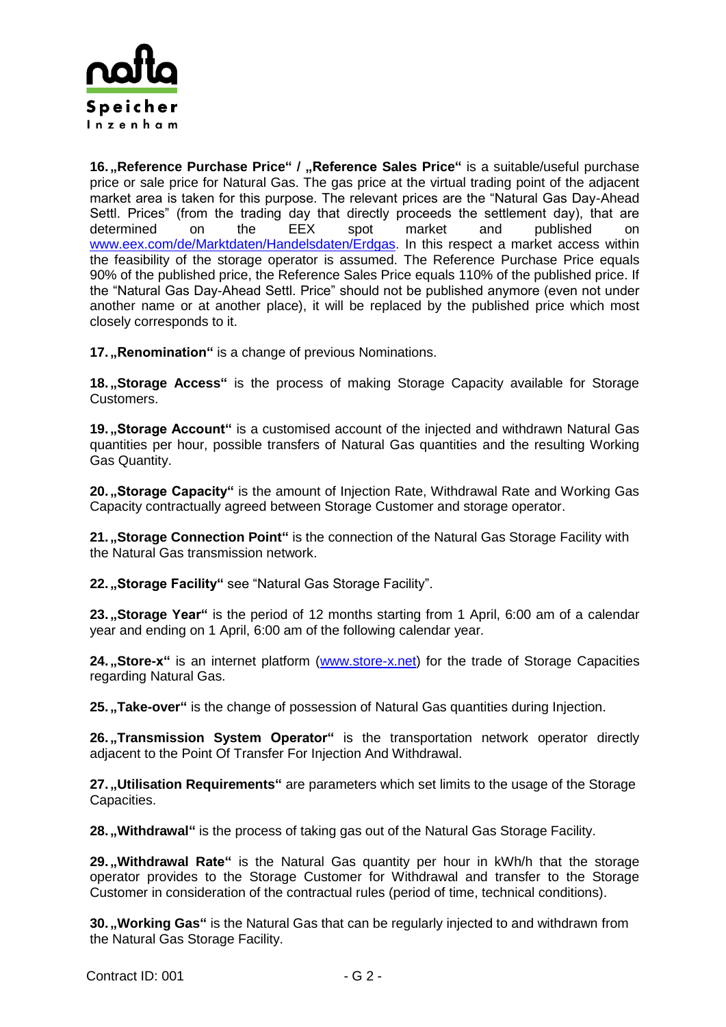16. **„Reference Purchase Price“ / „Reference Sales Price“** is a suitable/useful purchase price or sale price for Natural Gas. The gas price at the virtual trading point of the adjacent market area is taken for this purpose. The relevant prices are the “Natural Gas Day-Ahead Settl. Prices” (from the trading day that directly proceeds the settlement day), that are determined on the EEX spot market and published on www.eex.com/de/Marktdaten/Handelsdaten/Erdgas. In this respect a market access within the feasibility of the storage operator is assumed. The Reference Purchase Price equals 90% of the published price, the Reference Sales Price equals 110% of the published price. If the “Natural Gas Day-Ahead Settl. Price” should not be published anymore (even not under another name or at another place), it will be replaced by the published price which most closely corresponds to it.

17. **„Renomination“** is a change of previous Nominations.

18. **„Storage Access“** is the process of making Storage Capacity available for Storage Customers.

19. **„Storage Account“** is a customised account of the injected and withdrawn Natural Gas quantities per hour, possible transfers of Natural Gas quantities and the resulting Working Gas Quantity.

20. **„Storage Capacity“** is the amount of Injection Rate, Withdrawal Rate and Working Gas Capacity contractually agreed between Storage Customer and storage operator.

21. **„Storage Connection Point“** is the connection of the Natural Gas Storage Facility with the Natural Gas transmission network.

22. **„Storage Facility“** see “Natural Gas Storage Facility”.

23. **„Storage Year“** is the period of 12 months starting from 1 April, 6:00 am of a calendar year and ending on 1 April, 6:00 am of the following calendar year.

24. **„Store-x“** is an internet platform (www.store-x.net) for the trade of Storage Capacities regarding Natural Gas.

25. **„Take-over“** is the change of possession of Natural Gas quantities during Injection.

26. **„Transmission System Operator“** is the transportation network operator directly adjacent to the Point Of Transfer For Injection And Withdrawal.

27. **„Utilisation Requirements“** are parameters which set limits to the usage of the Storage Capacities.

28. **„Withdrawal“** is the process of taking gas out of the Natural Gas Storage Facility.

29. **„Withdrawal Rate“** is the Natural Gas quantity per hour in kWh/h that the storage operator provides to the Storage Customer for Withdrawal and transfer to the Storage Customer in consideration of the contractual rules (period of time, technical conditions).

30. **„Working Gas“** is the Natural Gas that can be regularly injected to and withdrawn from the Natural Gas Storage Facility.

Contract ID: 001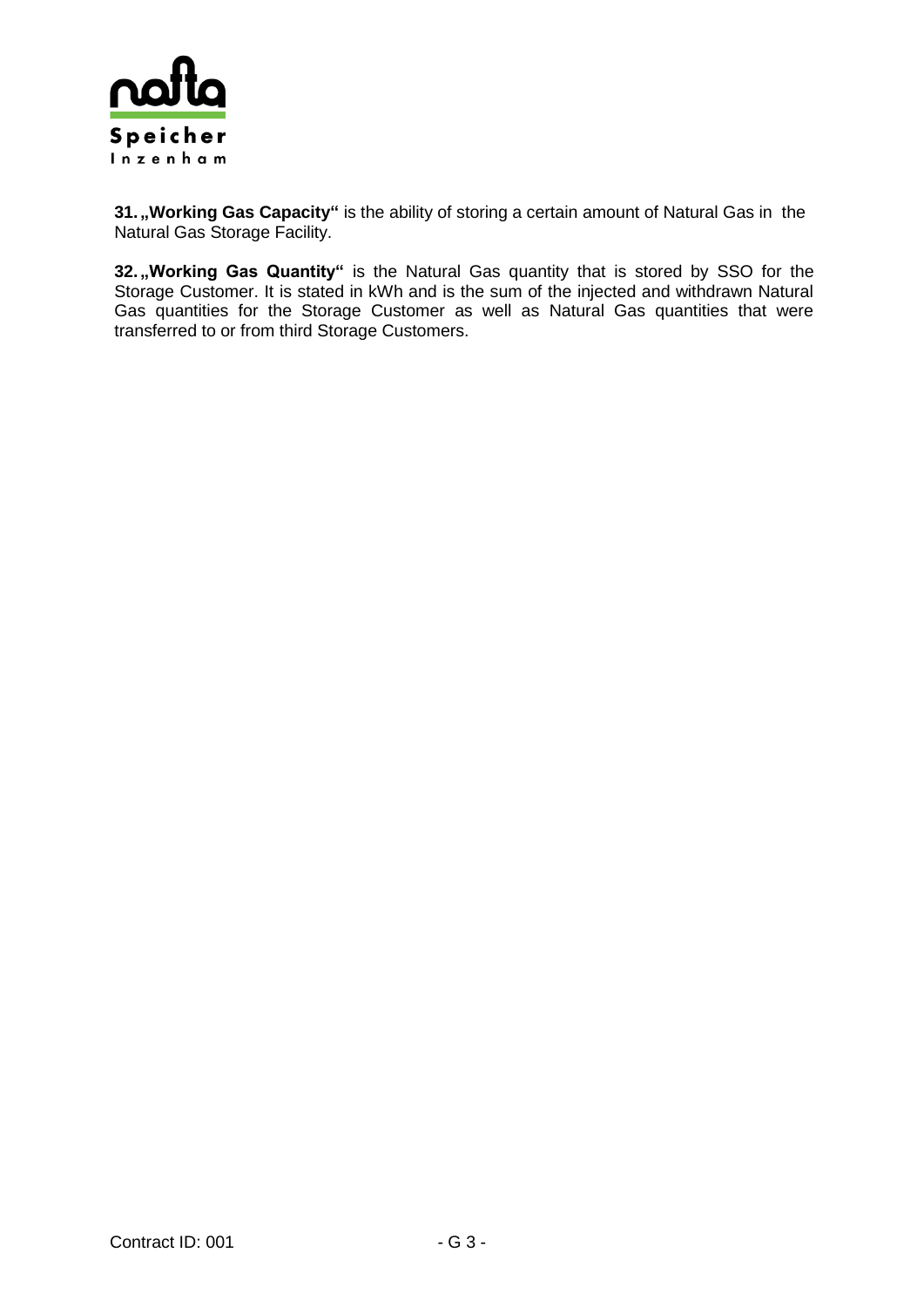**31. „Working Gas Capacity“** is the ability of storing a certain amount of Natural Gas in the Natural Gas Storage Facility.

**32. „Working Gas Quantity“** is the Natural Gas quantity that is stored by SSO for the Storage Customer. It is stated in kWh and is the sum of the injected and withdrawn Natural Gas quantities for the Storage Customer as well as Natural Gas quantities that were transferred to or from third Storage Customers.